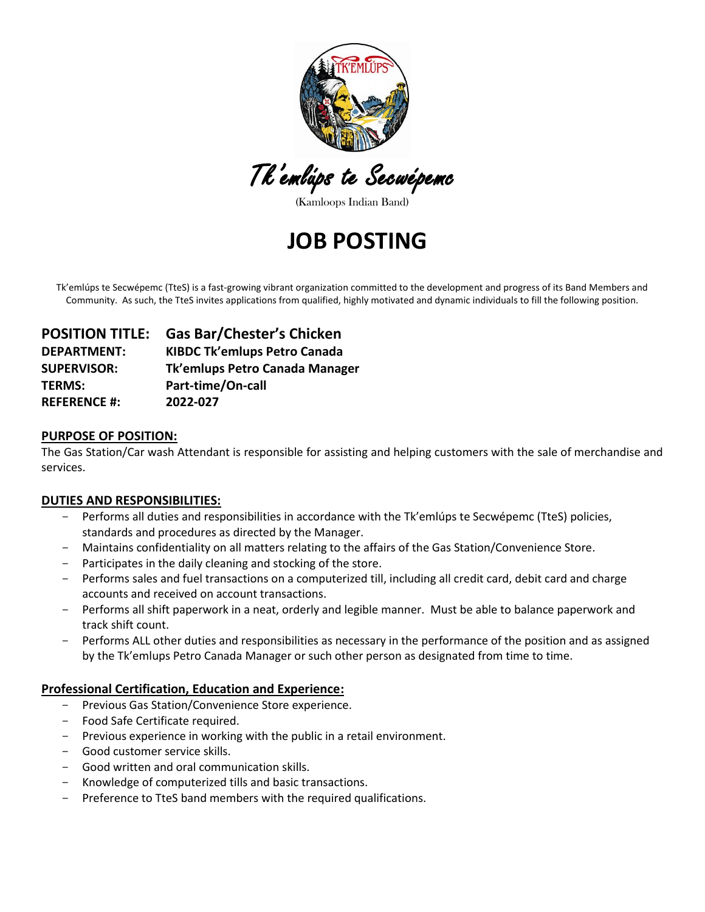Tk'emlúps te Secwépemc

(Kamloops Indian Band)

# JOB POSTING

Tk'emlúps te Secwépemc (TteS) is a fast-growing vibrant organization committed to the development and progress of its Band Members and Community. As such, the TteS invites applications from qualified, highly motivated and dynamic individuals to fill the following position.

**POSITION TITLE:** **Gas Bar/Chester's Chicken**
**DEPARTMENT:** **KIBDC Tk'emlups Petro Canada**
**SUPERVISOR:** **Tk'emlups Petro Canada Manager**
**TERMS:** **Part-time/On-call**
**REFERENCE #:** **2022-027**

## PURPOSE OF POSITION:

The Gas Station/Car wash Attendant is responsible for assisting and helping customers with the sale of merchandise and services.

## DUTIES AND RESPONSIBILITIES:

- Performs all duties and responsibilities in accordance with the Tk'emlúps te Secwépemc (TteS) policies, standards and procedures as directed by the Manager.
- Maintains confidentiality on all matters relating to the affairs of the Gas Station/Convenience Store.
- Participates in the daily cleaning and stocking of the store.
- Performs sales and fuel transactions on a computerized till, including all credit card, debit card and charge accounts and received on account transactions.
- Performs all shift paperwork in a neat, orderly and legible manner. Must be able to balance paperwork and track shift count.
- Performs ALL other duties and responsibilities as necessary in the performance of the position and as assigned by the Tk'emlups Petro Canada Manager or such other person as designated from time to time.

## Professional Certification, Education and Experience:

- Previous Gas Station/Convenience Store experience.
- Food Safe Certificate required.
- Previous experience in working with the public in a retail environment.
- Good customer service skills.
- Good written and oral communication skills.
- Knowledge of computerized tills and basic transactions.
- Preference to TteS band members with the required qualifications.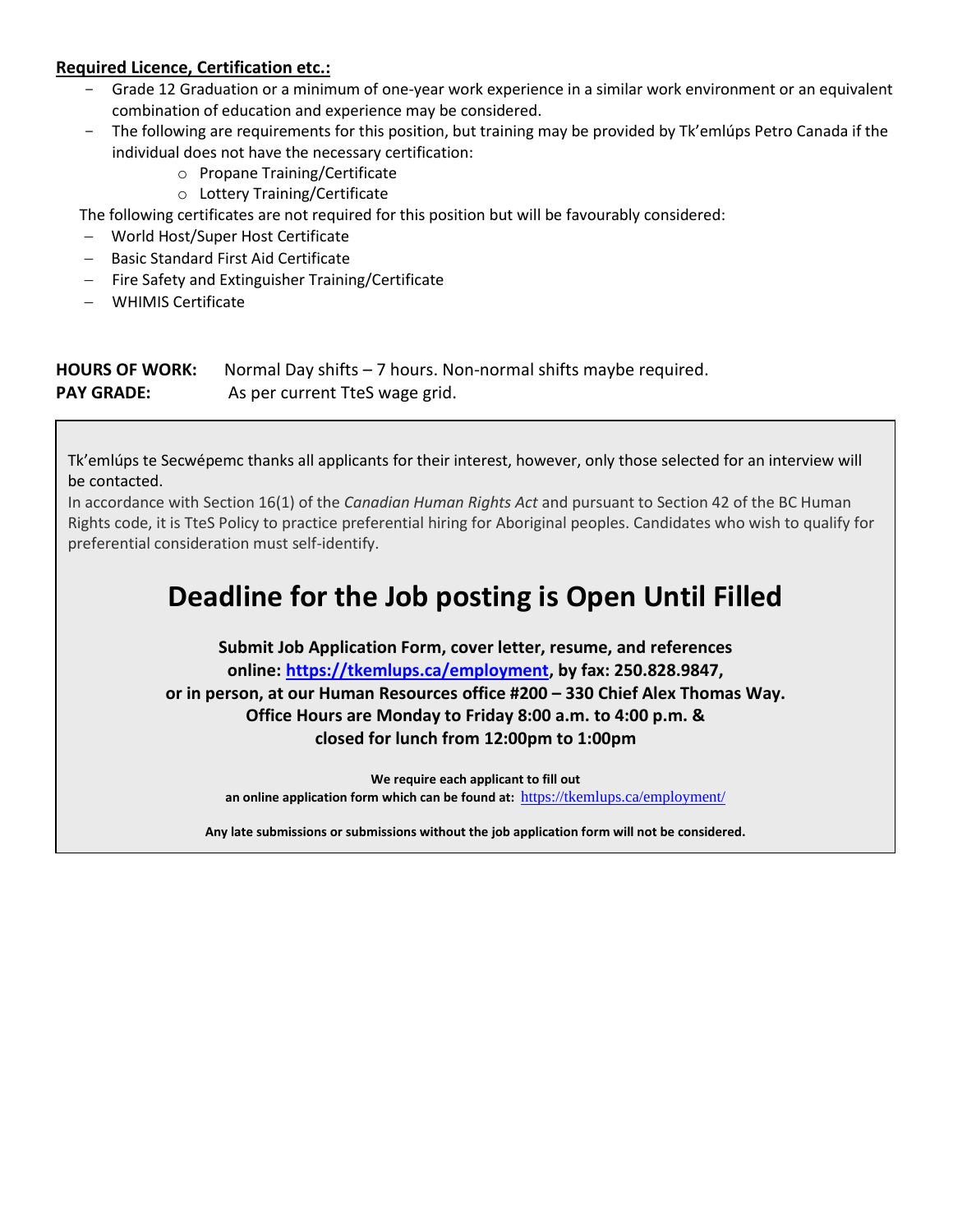**Required Licence, Certification etc.:**

- Grade 12 Graduation or a minimum of one-year work experience in a similar work environment or an equivalent combination of education and experience may be considered.
- The following are requirements for this position, but training may be provided by Tk'emlúps Petro Canada if the individual does not have the necessary certification:
  - Propane Training/Certificate
  - Lottery Training/Certificate

The following certificates are not required for this position but will be favourably considered:

- World Host/Super Host Certificate
- Basic Standard First Aid Certificate
- Fire Safety and Extinguisher Training/Certificate
- WHIMIS Certificate

**HOURS OF WORK:** Normal Day shifts – 7 hours. Non-normal shifts maybe required.
**PAY GRADE:** As per current TteS wage grid.

Tk'emlúps te Secwépemc thanks all applicants for their interest, however, only those selected for an interview will be contacted.
In accordance with Section 16(1) of the *Canadian Human Rights Act* and pursuant to Section 42 of the BC Human Rights code, it is TteS Policy to practice preferential hiring for Aboriginal peoples. Candidates who wish to qualify for preferential consideration must self-identify.

# Deadline for the Job posting is Open Until Filled

**Submit Job Application Form, cover letter, resume, and references online: https://tkemlups.ca/employment, by fax: 250.828.9847, or in person, at our Human Resources office #200 – 330 Chief Alex Thomas Way. Office Hours are Monday to Friday 8:00 a.m. to 4:00 p.m. & closed for lunch from 12:00pm to 1:00pm**

**We require each applicant to fill out an online application form which can be found at:** https://tkemlups.ca/employment/

**Any late submissions or submissions without the job application form will not be considered.**